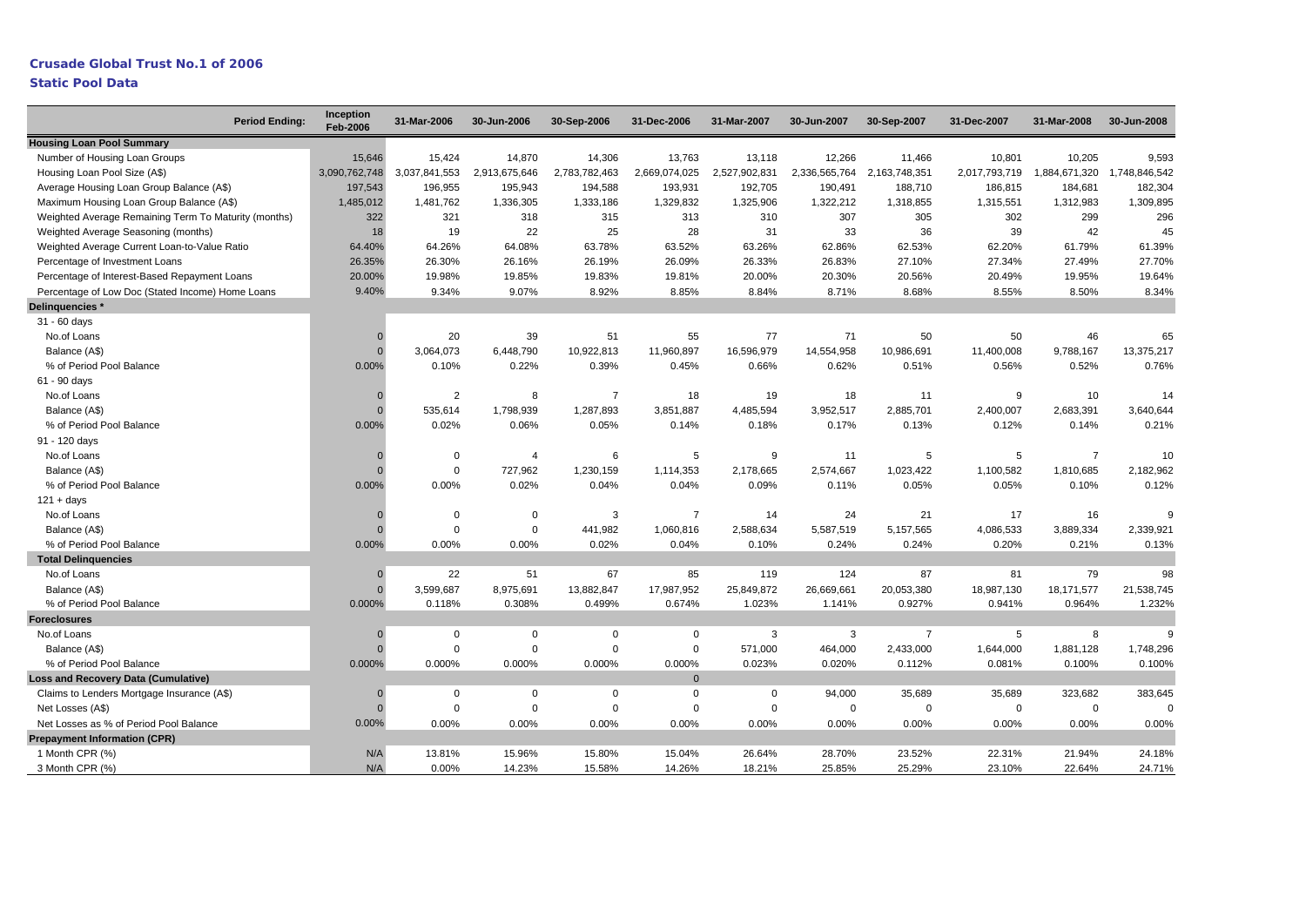# Crusade Global Trust No.1 of 2006

## Static Pool Data

| Period Ending: | Inception Feb-2006 | 31-Mar-2006 | 30-Jun-2006 | 30-Sep-2006 | 31-Dec-2006 | 31-Mar-2007 | 30-Jun-2007 | 30-Sep-2007 | 31-Dec-2007 | 31-Mar-2008 | 30-Jun-2008 |
|---|---|---|---|---|---|---|---|---|---|---|---|
| **Housing Loan Pool Summary** | | | | | | | | | | | |
| Number of Housing Loan Groups | 15,646 | 15,424 | 14,870 | 14,306 | 13,763 | 13,118 | 12,266 | 11,466 | 10,801 | 10,205 | 9,593 |
| Housing Loan Pool Size (A$) | 3,090,762,748 | 3,037,841,553 | 2,913,675,646 | 2,783,782,463 | 2,669,074,025 | 2,527,902,831 | 2,336,565,764 | 2,163,748,351 | 2,017,793,719 | 1,884,671,320 | 1,748,846,542 |
| Average Housing Loan Group Balance (A$) | 197,543 | 196,955 | 195,943 | 194,588 | 193,931 | 192,705 | 190,491 | 188,710 | 186,815 | 184,681 | 182,304 |
| Maximum Housing Loan Group Balance (A$) | 1,485,012 | 1,481,762 | 1,336,305 | 1,333,186 | 1,329,832 | 1,325,906 | 1,322,212 | 1,318,855 | 1,315,551 | 1,312,983 | 1,309,895 |
| Weighted Average Remaining Term To Maturity (months) | 322 | 321 | 318 | 315 | 313 | 310 | 307 | 305 | 302 | 299 | 296 |
| Weighted Average Seasoning (months) | 18 | 19 | 22 | 25 | 28 | 31 | 33 | 36 | 39 | 42 | 45 |
| Weighted Average Current Loan-to-Value Ratio | 64.40% | 64.26% | 64.08% | 63.78% | 63.52% | 63.26% | 62.86% | 62.53% | 62.20% | 61.79% | 61.39% |
| Percentage of Investment Loans | 26.35% | 26.30% | 26.16% | 26.19% | 26.09% | 26.33% | 26.83% | 27.10% | 27.34% | 27.49% | 27.70% |
| Percentage of Interest-Based Repayment Loans | 20.00% | 19.98% | 19.85% | 19.83% | 19.81% | 20.00% | 20.30% | 20.56% | 20.49% | 19.95% | 19.64% |
| Percentage of Low Doc (Stated Income) Home Loans | 9.40% | 9.34% | 9.07% | 8.92% | 8.85% | 8.84% | 8.71% | 8.68% | 8.55% | 8.50% | 8.34% |
| **Delinquencies *** | | | | | | | | | | | |
| 31 - 60 days | | | | | | | | | | | |
| No.of Loans | 0 | 20 | 39 | 51 | 55 | 77 | 71 | 50 | 50 | 46 | 65 |
| Balance (A$) | 0 | 3,064,073 | 6,448,790 | 10,922,813 | 11,960,897 | 16,596,979 | 14,554,958 | 10,986,691 | 11,400,008 | 9,788,167 | 13,375,217 |
| % of Period Pool Balance | 0.00% | 0.10% | 0.22% | 0.39% | 0.45% | 0.66% | 0.62% | 0.51% | 0.56% | 0.52% | 0.76% |
| 61 - 90 days | | | | | | | | | | | |
| No.of Loans | 0 | 2 | 8 | 7 | 18 | 19 | 18 | 11 | 9 | 10 | 14 |
| Balance (A$) | 0 | 535,614 | 1,798,939 | 1,287,893 | 3,851,887 | 4,485,594 | 3,952,517 | 2,885,701 | 2,400,007 | 2,683,391 | 3,640,644 |
| % of Period Pool Balance | 0.00% | 0.02% | 0.06% | 0.05% | 0.14% | 0.18% | 0.17% | 0.13% | 0.12% | 0.14% | 0.21% |
| 91 - 120 days | | | | | | | | | | | |
| No.of Loans | 0 | 0 | 4 | 6 | 5 | 9 | 11 | 5 | 5 | 7 | 10 |
| Balance (A$) | 0 | 0 | 727,962 | 1,230,159 | 1,114,353 | 2,178,665 | 2,574,667 | 1,023,422 | 1,100,582 | 1,810,685 | 2,182,962 |
| % of Period Pool Balance | 0.00% | 0.00% | 0.02% | 0.04% | 0.04% | 0.09% | 0.11% | 0.05% | 0.05% | 0.10% | 0.12% |
| 121 + days | | | | | | | | | | | |
| No.of Loans | 0 | 0 | 0 | 3 | 7 | 14 | 24 | 21 | 17 | 16 | 9 |
| Balance (A$) | 0 | 0 | 0 | 441,982 | 1,060,816 | 2,588,634 | 5,587,519 | 5,157,565 | 4,086,533 | 3,889,334 | 2,339,921 |
| % of Period Pool Balance | 0.00% | 0.00% | 0.00% | 0.02% | 0.04% | 0.10% | 0.24% | 0.24% | 0.20% | 0.21% | 0.13% |
| **Total Delinquencies** | | | | | | | | | | | |
| No.of Loans | 0 | 22 | 51 | 67 | 85 | 119 | 124 | 87 | 81 | 79 | 98 |
| Balance (A$) | 0 | 3,599,687 | 8,975,691 | 13,882,847 | 17,987,952 | 25,849,872 | 26,669,661 | 20,053,380 | 18,987,130 | 18,171,577 | 21,538,745 |
| % of Period Pool Balance | 0.000% | 0.118% | 0.308% | 0.499% | 0.674% | 1.023% | 1.141% | 0.927% | 0.941% | 0.964% | 1.232% |
| **Foreclosures** | | | | | | | | | | | |
| No.of Loans | 0 | 0 | 0 | 0 | 0 | 3 | 3 | 7 | 5 | 8 | 9 |
| Balance (A$) | 0 | 0 | 0 | 0 | 0 | 571,000 | 464,000 | 2,433,000 | 1,644,000 | 1,881,128 | 1,748,296 |
| % of Period Pool Balance | 0.000% | 0.000% | 0.000% | 0.000% | 0.000% | 0.023% | 0.020% | 0.112% | 0.081% | 0.100% | 0.100% |
| **Loss and Recovery Data (Cumulative)** | | | | | 0 | | | | | | |
| Claims to Lenders Mortgage Insurance (A$) | 0 | 0 | 0 | 0 | 0 | 0 | 94,000 | 35,689 | 35,689 | 323,682 | 383,645 |
| Net Losses (A$) | 0 | 0 | 0 | 0 | 0 | 0 | 0 | 0 | 0 | 0 | 0 |
| Net Losses as % of Period Pool Balance | 0.00% | 0.00% | 0.00% | 0.00% | 0.00% | 0.00% | 0.00% | 0.00% | 0.00% | 0.00% | 0.00% |
| **Prepayment Information (CPR)** | | | | | | | | | | | |
| 1 Month CPR (%) | N/A | 13.81% | 15.96% | 15.80% | 15.04% | 26.64% | 28.70% | 23.52% | 22.31% | 21.94% | 24.18% |
| 3 Month CPR (%) | N/A | 0.00% | 14.23% | 15.58% | 14.26% | 18.21% | 25.85% | 25.29% | 23.10% | 22.64% | 24.71% |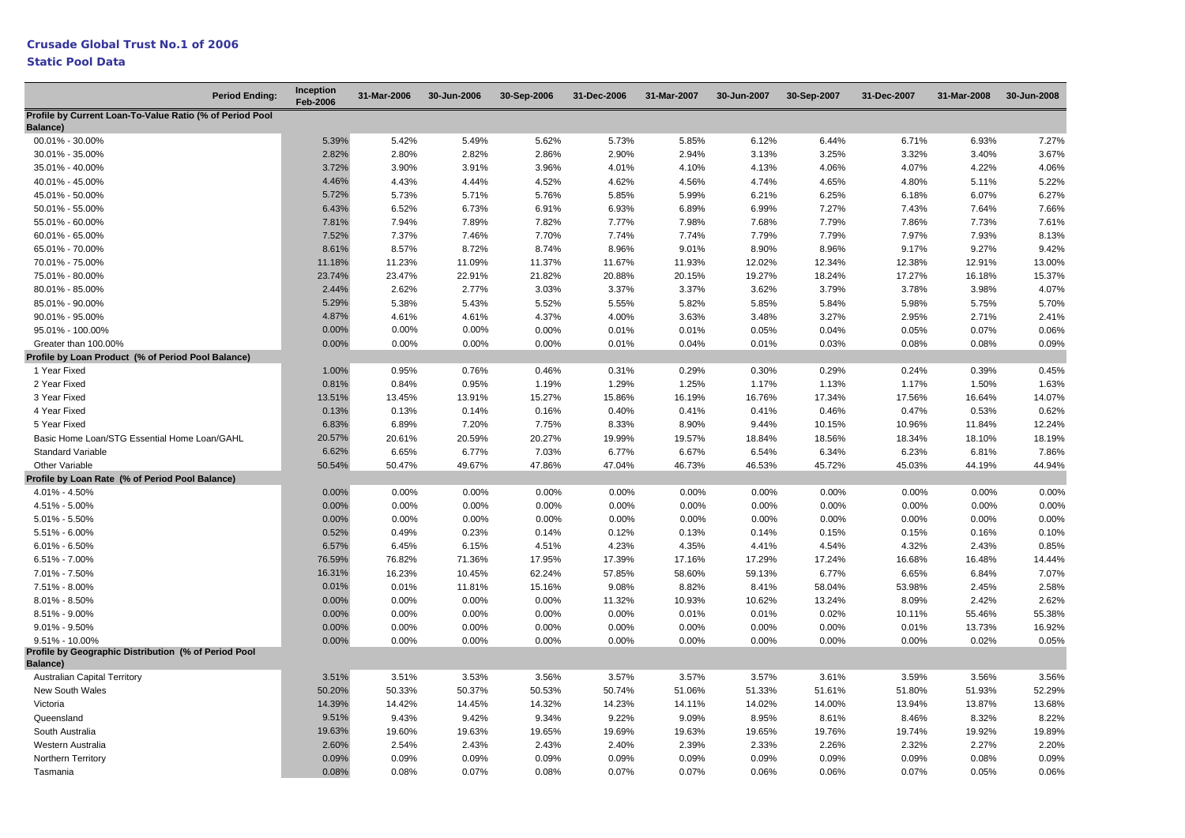## Crusade Global Trust No.1 of 2006

### Static Pool Data

| Period Ending: | Inception Feb-2006 | 31-Mar-2006 | 30-Jun-2006 | 30-Sep-2006 | 31-Dec-2006 | 31-Mar-2007 | 30-Jun-2007 | 30-Sep-2007 | 31-Dec-2007 | 31-Mar-2008 | 30-Jun-2008 |
|---|---|---|---|---|---|---|---|---|---|---|---|
| **Profile by Current Loan-To-Value Ratio (% of Period Pool Balance)** | | | | | | | | | | | |
| 00.01% - 30.00% | 5.39% | 5.42% | 5.49% | 5.62% | 5.73% | 5.85% | 6.12% | 6.44% | 6.71% | 6.93% | 7.27% |
| 30.01% - 35.00% | 2.82% | 2.80% | 2.82% | 2.86% | 2.90% | 2.94% | 3.13% | 3.25% | 3.32% | 3.40% | 3.67% |
| 35.01% - 40.00% | 3.72% | 3.90% | 3.91% | 3.96% | 4.01% | 4.10% | 4.13% | 4.06% | 4.07% | 4.22% | 4.06% |
| 40.01% - 45.00% | 4.46% | 4.43% | 4.44% | 4.52% | 4.62% | 4.56% | 4.74% | 4.65% | 4.80% | 5.11% | 5.22% |
| 45.01% - 50.00% | 5.72% | 5.73% | 5.71% | 5.76% | 5.85% | 5.99% | 6.21% | 6.25% | 6.18% | 6.07% | 6.27% |
| 50.01% - 55.00% | 6.43% | 6.52% | 6.73% | 6.91% | 6.93% | 6.89% | 6.99% | 7.27% | 7.43% | 7.64% | 7.66% |
| 55.01% - 60.00% | 7.81% | 7.94% | 7.89% | 7.82% | 7.77% | 7.98% | 7.68% | 7.79% | 7.86% | 7.73% | 7.61% |
| 60.01% - 65.00% | 7.52% | 7.37% | 7.46% | 7.70% | 7.74% | 7.74% | 7.79% | 7.79% | 7.97% | 7.93% | 8.13% |
| 65.01% - 70.00% | 8.61% | 8.57% | 8.72% | 8.74% | 8.96% | 9.01% | 8.90% | 8.96% | 9.17% | 9.27% | 9.42% |
| 70.01% - 75.00% | 11.18% | 11.23% | 11.09% | 11.37% | 11.67% | 11.93% | 12.02% | 12.34% | 12.38% | 12.91% | 13.00% |
| 75.01% - 80.00% | 23.74% | 23.47% | 22.91% | 21.82% | 20.88% | 20.15% | 19.27% | 18.24% | 17.27% | 16.18% | 15.37% |
| 80.01% - 85.00% | 2.44% | 2.62% | 2.77% | 3.03% | 3.37% | 3.37% | 3.62% | 3.79% | 3.78% | 3.98% | 4.07% |
| 85.01% - 90.00% | 5.29% | 5.38% | 5.43% | 5.52% | 5.55% | 5.82% | 5.85% | 5.84% | 5.98% | 5.75% | 5.70% |
| 90.01% - 95.00% | 4.87% | 4.61% | 4.61% | 4.37% | 4.00% | 3.63% | 3.48% | 3.27% | 2.95% | 2.71% | 2.41% |
| 95.01% - 100.00% | 0.00% | 0.00% | 0.00% | 0.00% | 0.01% | 0.01% | 0.05% | 0.04% | 0.05% | 0.07% | 0.06% |
| Greater than 100.00% | 0.00% | 0.00% | 0.00% | 0.00% | 0.01% | 0.04% | 0.01% | 0.03% | 0.08% | 0.08% | 0.09% |
| **Profile by Loan Product (% of Period Pool Balance)** | | | | | | | | | | | |
| 1 Year Fixed | 1.00% | 0.95% | 0.76% | 0.46% | 0.31% | 0.29% | 0.30% | 0.29% | 0.24% | 0.39% | 0.45% |
| 2 Year Fixed | 0.81% | 0.84% | 0.95% | 1.19% | 1.29% | 1.25% | 1.17% | 1.13% | 1.17% | 1.50% | 1.63% |
| 3 Year Fixed | 13.51% | 13.45% | 13.91% | 15.27% | 15.86% | 16.19% | 16.76% | 17.34% | 17.56% | 16.64% | 14.07% |
| 4 Year Fixed | 0.13% | 0.13% | 0.14% | 0.16% | 0.40% | 0.41% | 0.41% | 0.46% | 0.47% | 0.53% | 0.62% |
| 5 Year Fixed | 6.83% | 6.89% | 7.20% | 7.75% | 8.33% | 8.90% | 9.44% | 10.15% | 10.96% | 11.84% | 12.24% |
| Basic Home Loan/STG Essential Home Loan/GAHL | 20.57% | 20.61% | 20.59% | 20.27% | 19.99% | 19.57% | 18.84% | 18.56% | 18.34% | 18.10% | 18.19% |
| Standard Variable | 6.62% | 6.65% | 6.77% | 7.03% | 6.77% | 6.67% | 6.54% | 6.34% | 6.23% | 6.81% | 7.86% |
| Other Variable | 50.54% | 50.47% | 49.67% | 47.86% | 47.04% | 46.73% | 46.53% | 45.72% | 45.03% | 44.19% | 44.94% |
| **Profile by Loan Rate (% of Period Pool Balance)** | | | | | | | | | | | |
| 4.01% - 4.50% | 0.00% | 0.00% | 0.00% | 0.00% | 0.00% | 0.00% | 0.00% | 0.00% | 0.00% | 0.00% | 0.00% |
| 4.51% - 5.00% | 0.00% | 0.00% | 0.00% | 0.00% | 0.00% | 0.00% | 0.00% | 0.00% | 0.00% | 0.00% | 0.00% |
| 5.01% - 5.50% | 0.00% | 0.00% | 0.00% | 0.00% | 0.00% | 0.00% | 0.00% | 0.00% | 0.00% | 0.00% | 0.00% |
| 5.51% - 6.00% | 0.52% | 0.49% | 0.23% | 0.14% | 0.12% | 0.13% | 0.14% | 0.15% | 0.15% | 0.16% | 0.10% |
| 6.01% - 6.50% | 6.57% | 6.45% | 6.15% | 4.51% | 4.23% | 4.35% | 4.41% | 4.54% | 4.32% | 2.43% | 0.85% |
| 6.51% - 7.00% | 76.59% | 76.82% | 71.36% | 17.95% | 17.39% | 17.16% | 17.29% | 17.24% | 16.68% | 16.48% | 14.44% |
| 7.01% - 7.50% | 16.31% | 16.23% | 10.45% | 62.24% | 57.85% | 58.60% | 59.13% | 6.77% | 6.65% | 6.84% | 7.07% |
| 7.51% - 8.00% | 0.01% | 0.01% | 11.81% | 15.16% | 9.08% | 8.82% | 8.41% | 58.04% | 53.98% | 2.45% | 2.58% |
| 8.01% - 8.50% | 0.00% | 0.00% | 0.00% | 0.00% | 11.32% | 10.93% | 10.62% | 13.24% | 8.09% | 2.42% | 2.62% |
| 8.51% - 9.00% | 0.00% | 0.00% | 0.00% | 0.00% | 0.00% | 0.01% | 0.01% | 0.02% | 10.11% | 55.46% | 55.38% |
| 9.01% - 9.50% | 0.00% | 0.00% | 0.00% | 0.00% | 0.00% | 0.00% | 0.00% | 0.00% | 0.01% | 13.73% | 16.92% |
| 9.51% - 10.00% | 0.00% | 0.00% | 0.00% | 0.00% | 0.00% | 0.00% | 0.00% | 0.00% | 0.00% | 0.02% | 0.05% |
| **Profile by Geographic Distribution (% of Period Pool Balance)** | | | | | | | | | | | |
| Australian Capital Territory | 3.51% | 3.51% | 3.53% | 3.56% | 3.57% | 3.57% | 3.57% | 3.61% | 3.59% | 3.56% | 3.56% |
| New South Wales | 50.20% | 50.33% | 50.37% | 50.53% | 50.74% | 51.06% | 51.33% | 51.61% | 51.80% | 51.93% | 52.29% |
| Victoria | 14.39% | 14.42% | 14.45% | 14.32% | 14.23% | 14.11% | 14.02% | 14.00% | 13.94% | 13.87% | 13.68% |
| Queensland | 9.51% | 9.43% | 9.42% | 9.34% | 9.22% | 9.09% | 8.95% | 8.61% | 8.46% | 8.32% | 8.22% |
| South Australia | 19.63% | 19.60% | 19.63% | 19.65% | 19.69% | 19.63% | 19.65% | 19.76% | 19.74% | 19.92% | 19.89% |
| Western Australia | 2.60% | 2.54% | 2.43% | 2.43% | 2.40% | 2.39% | 2.33% | 2.26% | 2.32% | 2.27% | 2.20% |
| Northern Territory | 0.09% | 0.09% | 0.09% | 0.09% | 0.09% | 0.09% | 0.09% | 0.09% | 0.09% | 0.08% | 0.09% |
| Tasmania | 0.08% | 0.08% | 0.07% | 0.08% | 0.07% | 0.07% | 0.06% | 0.06% | 0.07% | 0.05% | 0.06% |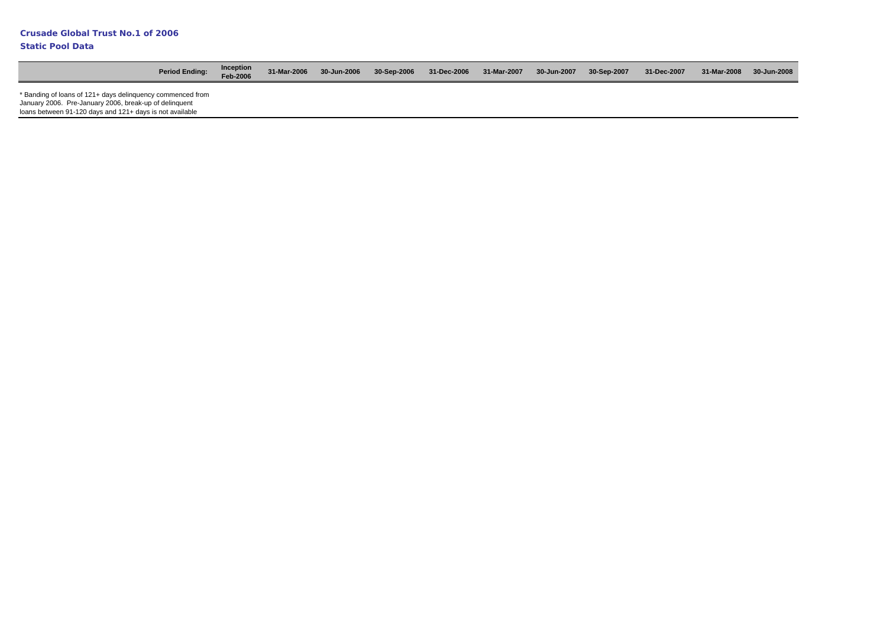**Crusade Global Trust No.1 of 2006**

**Static Pool Data**

| Period Ending: | Inception Feb-2006 | 31-Mar-2006 | 30-Jun-2006 | 30-Sep-2006 | 31-Dec-2006 | 31-Mar-2007 | 30-Jun-2007 | 30-Sep-2007 | 31-Dec-2007 | 31-Mar-2008 | 30-Jun-2008 |
|---|---|---|---|---|---|---|---|---|---|---|---|

* Banding of loans of 121+ days delinquency commenced from January 2006. Pre-January 2006, break-up of delinquent loans between 91-120 days and 121+ days is not available